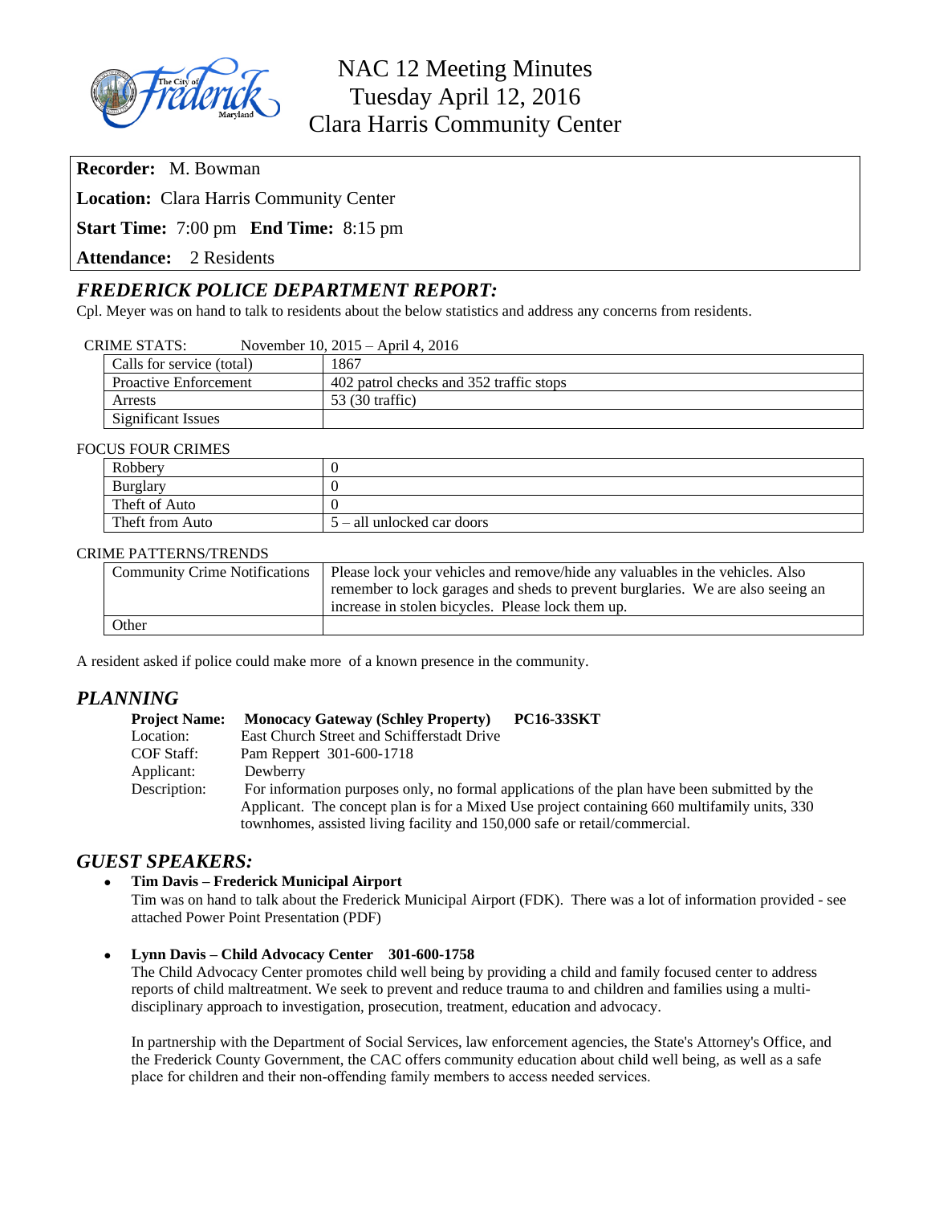# NAC 12 Meeting Minutes
## Tuesday April 12, 2016
## Clara Harris Community Center

**Recorder:** M. Bowman

**Location:** Clara Harris Community Center

**Start Time:** 7:00 pm **End Time:** 8:15 pm

**Attendance:** 2 Residents

## *FREDERICK POLICE DEPARTMENT REPORT:*

Cpl. Meyer was on hand to talk to residents about the below statistics and address any concerns from residents.

CRIME STATS: November 10, 2015 – April 4, 2016

| | |
|---|---|
| Calls for service (total) | 1867 |
| Proactive Enforcement | 402 patrol checks and 352 traffic stops |
| Arrests | 53 (30 traffic) |
| Significant Issues | |

FOCUS FOUR CRIMES

| | |
|---|---|
| Robbery | 0 |
| Burglary | 0 |
| Theft of Auto | 0 |
| Theft from Auto | 5 – all unlocked car doors |

CRIME PATTERNS/TRENDS

| | |
|---|---|
| Community Crime Notifications | Please lock your vehicles and remove/hide any valuables in the vehicles. Also remember to lock garages and sheds to prevent burglaries. We are also seeing an increase in stolen bicycles. Please lock them up. |
| Other | |

A resident asked if police could make more of a known presence in the community.

## *PLANNING*

**Project Name:** **Monocacy Gateway (Schley Property) PC16-33SKT**
Location: East Church Street and Schifferstadt Drive
COF Staff: Pam Reppert 301-600-1718
Applicant: Dewberry
Description: For information purposes only, no formal applications of the plan have been submitted by the Applicant. The concept plan is for a Mixed Use project containing 660 multifamily units, 330 townhomes, assisted living facility and 150,000 safe or retail/commercial.

## *GUEST SPEAKERS:*

- **Tim Davis – Frederick Municipal Airport**
  Tim was on hand to talk about the Frederick Municipal Airport (FDK). There was a lot of information provided - see attached Power Point Presentation (PDF)

- **Lynn Davis – Child Advocacy Center 301-600-1758**
  The Child Advocacy Center promotes child well being by providing a child and family focused center to address reports of child maltreatment. We seek to prevent and reduce trauma to and children and families using a multi-disciplinary approach to investigation, prosecution, treatment, education and advocacy.

  In partnership with the Department of Social Services, law enforcement agencies, the State's Attorney's Office, and the Frederick County Government, the CAC offers community education about child well being, as well as a safe place for children and their non-offending family members to access needed services.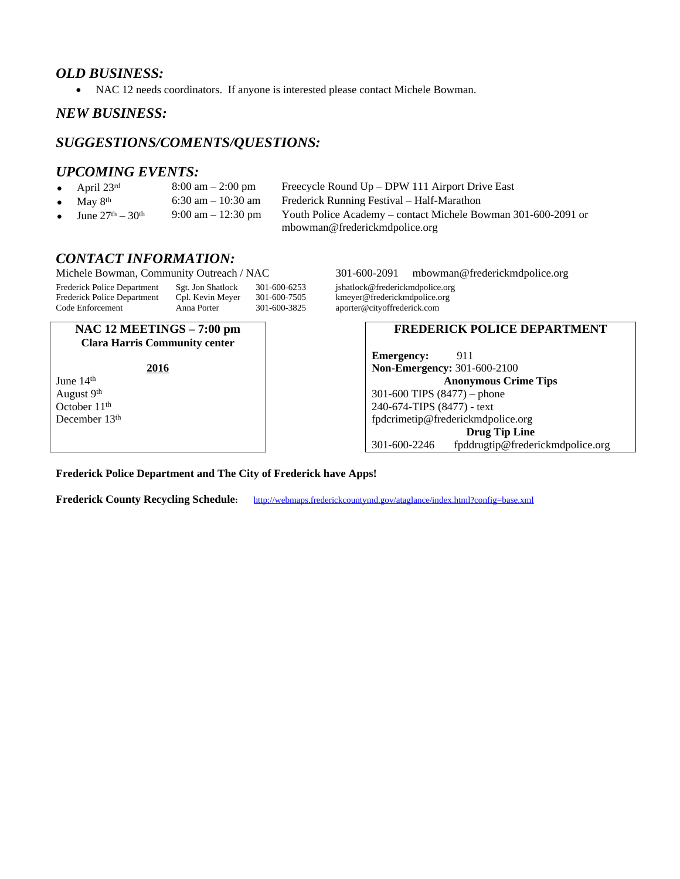## *OLD BUSINESS:*

- NAC 12 needs coordinators. If anyone is interested please contact Michele Bowman.

## *NEW BUSINESS:*

## *SUGGESTIONS/COMENTS/QUESTIONS:*

## *UPCOMING EVENTS:*

- April 23rd — 8:00 am – 2:00 pm — Freecycle Round Up – DPW 111 Airport Drive East
- May 8th — 6:30 am – 10:30 am — Frederick Running Festival – Half-Marathon
- June 27th – 30th — 9:00 am – 12:30 pm — Youth Police Academy – contact Michele Bowman 301-600-2091 or mbowman@frederickmdpolice.org

## *CONTACT INFORMATION:*

Michele Bowman, Community Outreach / NAC — 301-600-2091 — mbowman@frederickmdpolice.org

| | | | |
|---|---|---|---|
| Frederick Police Department | Sgt. Jon Shatlock | 301-600-6253 | jshatlock@frederickmdpolice.org |
| Frederick Police Department | Cpl. Kevin Meyer | 301-600-7505 | kmeyer@frederickmdpolice.org |
| Code Enforcement | Anna Porter | 301-600-3825 | aporter@cityoffrederick.com |

**NAC 12 MEETINGS – 7:00 pm**
**Clara Harris Community center**

**2016**

June 14th
August 9th
October 11th
December 13th

**FREDERICK POLICE DEPARTMENT**

**Emergency:** 911
**Non-Emergency:** 301-600-2100

**Anonymous Crime Tips**

301-600 TIPS (8477) – phone
240-674-TIPS (8477) - text
fpdcrimetip@frederickmdpolice.org

**Drug Tip Line**

301-600-2246 fpddrugtip@frederickmdpolice.org

**Frederick Police Department and The City of Frederick have Apps!**

**Frederick County Recycling Schedule**: http://webmaps.frederickcountymd.gov/ataglance/index.html?config=base.xml